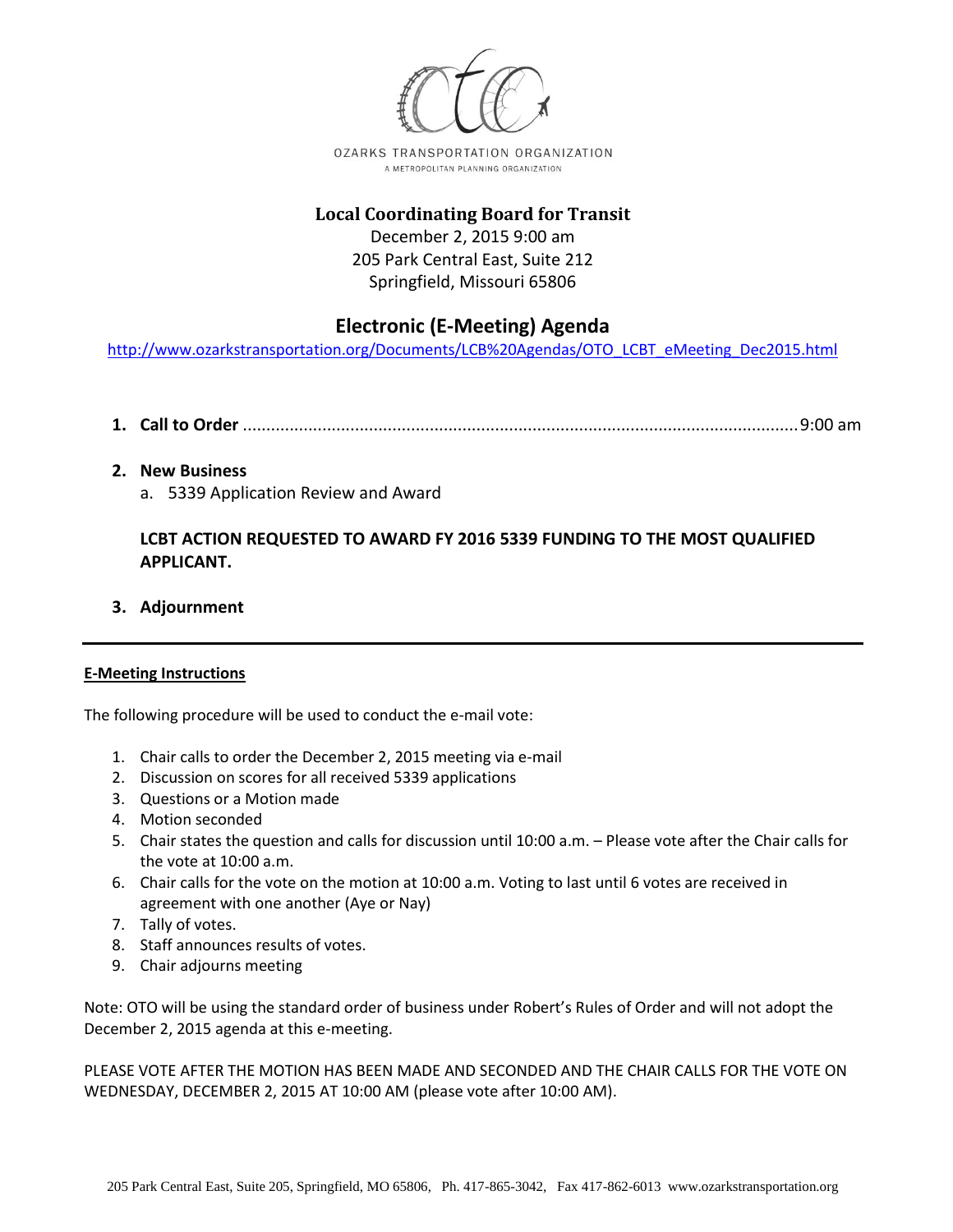OZARKS TRANSPORTATION ORGANIZATION
A METROPOLITAN PLANNING ORGANIZATION

# Local Coordinating Board for Transit

December 2, 2015 9:00 am
205 Park Central East, Suite 212
Springfield, Missouri 65806

## Electronic (E-Meeting) Agenda

http://www.ozarkstransportation.org/Documents/LCB%20Agendas/OTO_LCBT_eMeeting_Dec2015.html

1. **Call to Order** ............................................................................................................. 9:00 am

2. **New Business**
   a. 5339 Application Review and Award

   **LCBT ACTION REQUESTED TO AWARD FY 2016 5339 FUNDING TO THE MOST QUALIFIED APPLICANT.**

3. **Adjournment**

---

**E-Meeting Instructions**

The following procedure will be used to conduct the e-mail vote:

1. Chair calls to order the December 2, 2015 meeting via e-mail
2. Discussion on scores for all received 5339 applications
3. Questions or a Motion made
4. Motion seconded
5. Chair states the question and calls for discussion until 10:00 a.m. – Please vote after the Chair calls for the vote at 10:00 a.m.
6. Chair calls for the vote on the motion at 10:00 a.m. Voting to last until 6 votes are received in agreement with one another (Aye or Nay)
7. Tally of votes.
8. Staff announces results of votes.
9. Chair adjourns meeting

Note: OTO will be using the standard order of business under Robert's Rules of Order and will not adopt the December 2, 2015 agenda at this e-meeting.

PLEASE VOTE AFTER THE MOTION HAS BEEN MADE AND SECONDED AND THE CHAIR CALLS FOR THE VOTE ON WEDNESDAY, DECEMBER 2, 2015 AT 10:00 AM (please vote after 10:00 AM).

205 Park Central East, Suite 205, Springfield, MO 65806, Ph. 417-865-3042, Fax 417-862-6013 www.ozarkstransportation.org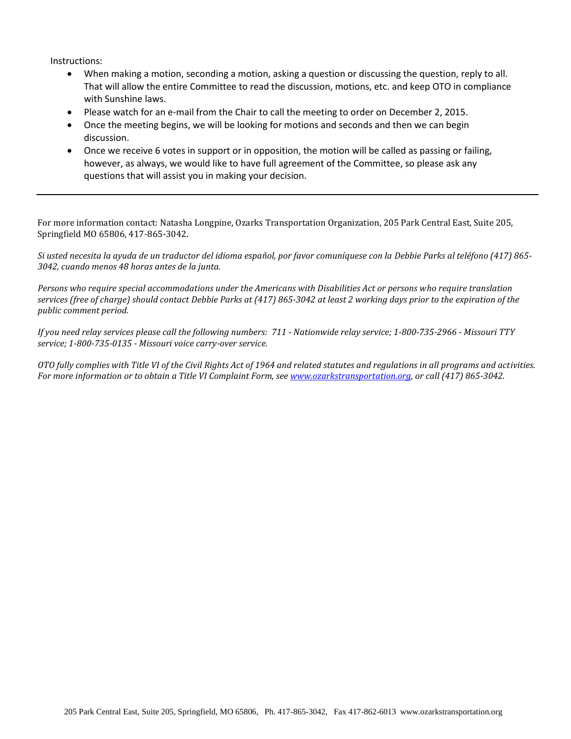Instructions:

- When making a motion, seconding a motion, asking a question or discussing the question, reply to all. That will allow the entire Committee to read the discussion, motions, etc. and keep OTO in compliance with Sunshine laws.
- Please watch for an e-mail from the Chair to call the meeting to order on December 2, 2015.
- Once the meeting begins, we will be looking for motions and seconds and then we can begin discussion.
- Once we receive 6 votes in support or in opposition, the motion will be called as passing or failing, however, as always, we would like to have full agreement of the Committee, so please ask any questions that will assist you in making your decision.

---

For more information contact: Natasha Longpine, Ozarks Transportation Organization, 205 Park Central East, Suite 205, Springfield MO 65806, 417-865-3042.

*Si usted necesita la ayuda de un traductor del idioma español, por favor comuníquese con la Debbie Parks al teléfono (417) 865-3042, cuando menos 48 horas antes de la junta.*

*Persons who require special accommodations under the Americans with Disabilities Act or persons who require translation services (free of charge) should contact Debbie Parks at (417) 865-3042 at least 2 working days prior to the expiration of the public comment period.*

*If you need relay services please call the following numbers: 711 - Nationwide relay service; 1-800-735-2966 - Missouri TTY service; 1-800-735-0135 - Missouri voice carry-over service.*

*OTO fully complies with Title VI of the Civil Rights Act of 1964 and related statutes and regulations in all programs and activities. For more information or to obtain a Title VI Complaint Form, see [www.ozarkstransportation.org](http://www.ozarkstransportation.org), or call (417) 865-3042.*